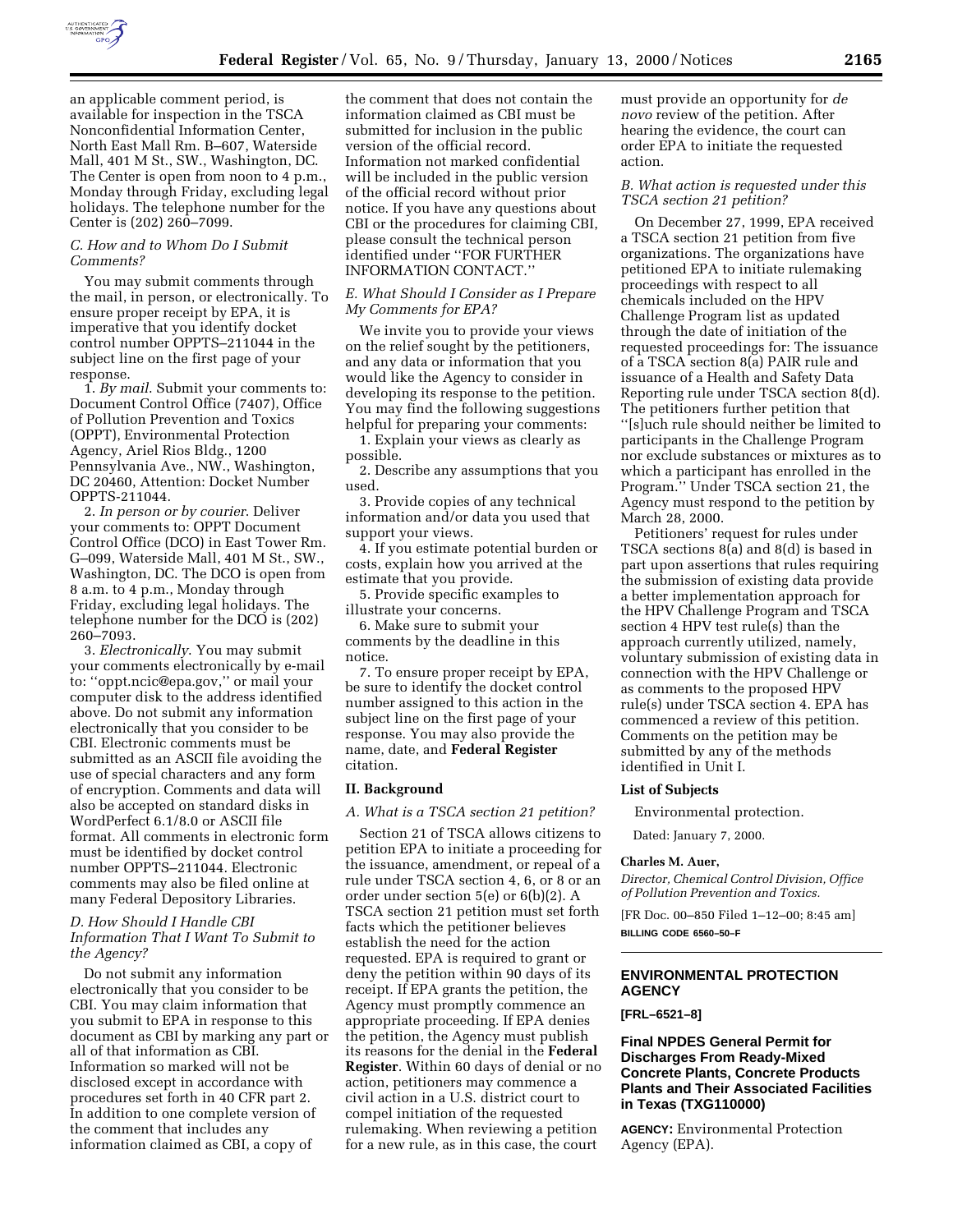an applicable comment period, is available for inspection in the TSCA Nonconfidential Information Center, North East Mall Rm. B–607, Waterside Mall, 401 M St., SW., Washington, DC. The Center is open from noon to 4 p.m., Monday through Friday, excluding legal holidays. The telephone number for the Center is (202) 260–7099.

### *C. How and to Whom Do I Submit Comments?*

You may submit comments through the mail, in person, or electronically. To ensure proper receipt by EPA, it is imperative that you identify docket control number OPPTS–211044 in the subject line on the first page of your response.

1. *By mail*. Submit your comments to: Document Control Office (7407), Office of Pollution Prevention and Toxics (OPPT), Environmental Protection Agency, Ariel Rios Bldg., 1200 Pennsylvania Ave., NW., Washington, DC 20460, Attention: Docket Number OPPTS-211044.

2. *In person or by courier*. Deliver your comments to: OPPT Document Control Office (DCO) in East Tower Rm. G–099, Waterside Mall, 401 M St., SW., Washington, DC. The DCO is open from 8 a.m. to 4 p.m., Monday through Friday, excluding legal holidays. The telephone number for the DCO is (202) 260–7093.

3. *Electronically*. You may submit your comments electronically by e-mail to: ''oppt.ncic@epa.gov,'' or mail your computer disk to the address identified above. Do not submit any information electronically that you consider to be CBI. Electronic comments must be submitted as an ASCII file avoiding the use of special characters and any form of encryption. Comments and data will also be accepted on standard disks in WordPerfect 6.1/8.0 or ASCII file format. All comments in electronic form must be identified by docket control number OPPTS–211044. Electronic comments may also be filed online at many Federal Depository Libraries.

### *D. How Should I Handle CBI Information That I Want To Submit to the Agency?*

Do not submit any information electronically that you consider to be CBI. You may claim information that you submit to EPA in response to this document as CBI by marking any part or all of that information as CBI. Information so marked will not be disclosed except in accordance with procedures set forth in 40 CFR part 2. In addition to one complete version of the comment that includes any information claimed as CBI, a copy of the comment that does not contain the information claimed as CBI must be submitted for inclusion in the public version of the official record. Information not marked confidential will be included in the public version of the official record without prior notice. If you have any questions about CBI or the procedures for claiming CBI, please consult the technical person identified under ''FOR FURTHER INFORMATION CONTACT.''

### *E. What Should I Consider as I Prepare My Comments for EPA?*

We invite you to provide your views on the relief sought by the petitioners, and any data or information that you would like the Agency to consider in developing its response to the petition. You may find the following suggestions helpful for preparing your comments:

1. Explain your views as clearly as possible.

2. Describe any assumptions that you used.

3. Provide copies of any technical information and/or data you used that support your views.

4. If you estimate potential burden or costs, explain how you arrived at the estimate that you provide.

5. Provide specific examples to illustrate your concerns.

6. Make sure to submit your comments by the deadline in this notice.

7. To ensure proper receipt by EPA, be sure to identify the docket control number assigned to this action in the subject line on the first page of your response. You may also provide the name, date, and **Federal Register** citation.

## II. Background

### *A. What is a TSCA section 21 petition?*

Section 21 of TSCA allows citizens to petition EPA to initiate a proceeding for the issuance, amendment, or repeal of a rule under TSCA section 4, 6, or 8 or an order under section 5(e) or 6(b)(2). A TSCA section 21 petition must set forth facts which the petitioner believes establish the need for the action requested. EPA is required to grant or deny the petition within 90 days of its receipt. If EPA grants the petition, the Agency must promptly commence an appropriate proceeding. If EPA denies the petition, the Agency must publish its reasons for the denial in the **Federal Register**. Within 60 days of denial or no action, petitioners may commence a civil action in a U.S. district court to compel initiation of the requested rulemaking. When reviewing a petition for a new rule, as in this case, the court must provide an opportunity for *de novo* review of the petition. After hearing the evidence, the court can order EPA to initiate the requested action.

### *B. What action is requested under this TSCA section 21 petition?*

On December 27, 1999, EPA received a TSCA section 21 petition from five organizations. The organizations have petitioned EPA to initiate rulemaking proceedings with respect to all chemicals included on the HPV Challenge Program list as updated through the date of initiation of the requested proceedings for: The issuance of a TSCA section 8(a) PAIR rule and issuance of a Health and Safety Data Reporting rule under TSCA section 8(d). The petitioners further petition that ''[s]uch rule should neither be limited to participants in the Challenge Program nor exclude substances or mixtures as to which a participant has enrolled in the Program.'' Under TSCA section 21, the Agency must respond to the petition by March 28, 2000.

Petitioners' request for rules under TSCA sections 8(a) and 8(d) is based in part upon assertions that rules requiring the submission of existing data provide a better implementation approach for the HPV Challenge Program and TSCA section 4 HPV test rule(s) than the approach currently utilized, namely, voluntary submission of existing data in connection with the HPV Challenge or as comments to the proposed HPV rule(s) under TSCA section 4. EPA has commenced a review of this petition. Comments on the petition may be submitted by any of the methods identified in Unit I.

**List of Subjects**

Environmental protection.

Dated: January 7, 2000.

**Charles M. Auer,**

*Director, Chemical Control Division, Office of Pollution Prevention and Toxics.*

[FR Doc. 00–850 Filed 1–12–00; 8:45 am]

**BILLING CODE 6560–50–F**

---

## ENVIRONMENTAL PROTECTION AGENCY

**[FRL–6521–8]**

## Final NPDES General Permit for Discharges From Ready-Mixed Concrete Plants, Concrete Products Plants and Their Associated Facilities in Texas (TXG110000)

**AGENCY:** Environmental Protection Agency (EPA).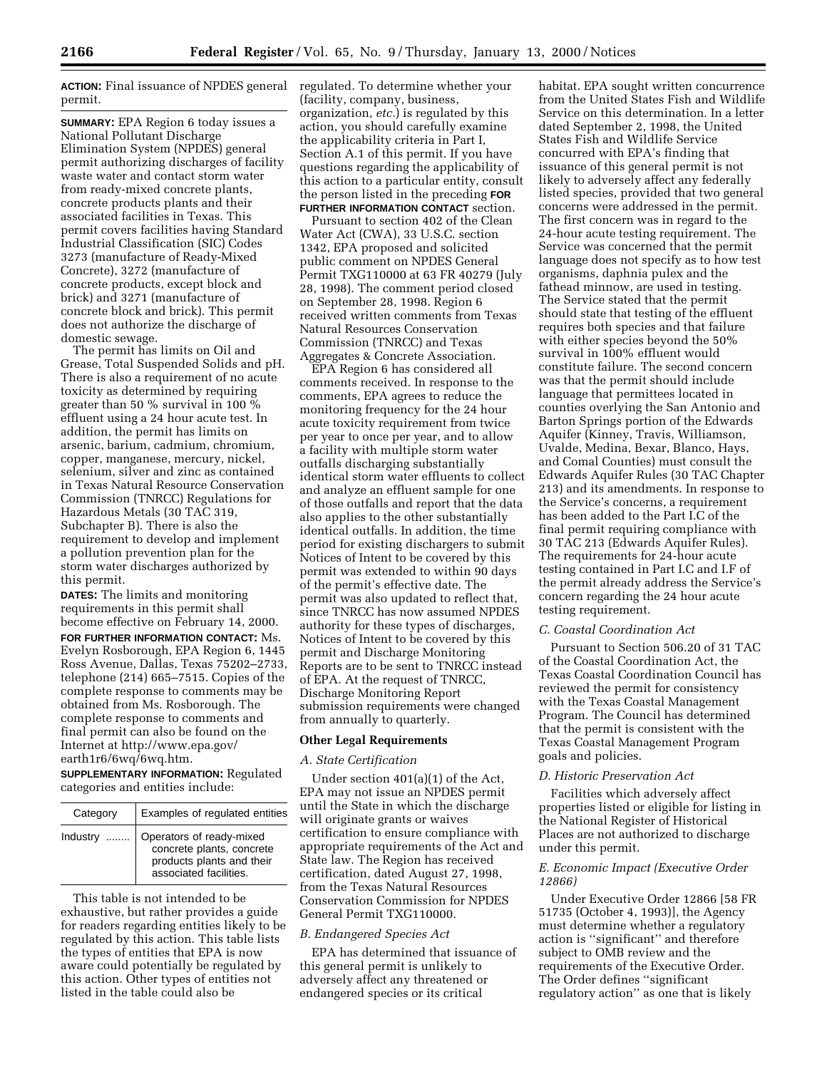**ACTION:** Final issuance of NPDES general permit.

**SUMMARY:** EPA Region 6 today issues a National Pollutant Discharge Elimination System (NPDES) general permit authorizing discharges of facility waste water and contact storm water from ready-mixed concrete plants, concrete products plants and their associated facilities in Texas. This permit covers facilities having Standard Industrial Classification (SIC) Codes 3273 (manufacture of Ready-Mixed Concrete), 3272 (manufacture of concrete products, except block and brick) and 3271 (manufacture of concrete block and brick). This permit does not authorize the discharge of domestic sewage.

The permit has limits on Oil and Grease, Total Suspended Solids and pH. There is also a requirement of no acute toxicity as determined by requiring greater than 50 % survival in 100 % effluent using a 24 hour acute test. In addition, the permit has limits on arsenic, barium, cadmium, chromium, copper, manganese, mercury, nickel, selenium, silver and zinc as contained in Texas Natural Resource Conservation Commission (TNRCC) Regulations for Hazardous Metals (30 TAC 319, Subchapter B). There is also the requirement to develop and implement a pollution prevention plan for the storm water discharges authorized by this permit.

**DATES:** The limits and monitoring requirements in this permit shall become effective on February 14, 2000.

**FOR FURTHER INFORMATION CONTACT:** Ms. Evelyn Rosborough, EPA Region 6, 1445 Ross Avenue, Dallas, Texas 75202–2733, telephone (214) 665–7515. Copies of the complete response to comments may be obtained from Ms. Rosborough. The complete response to comments and final permit can also be found on the Internet at http://www.epa.gov/earth1r6/6wq/6wq.htm.

**SUPPLEMENTARY INFORMATION:** Regulated categories and entities include:

| Category | Examples of regulated entities |
|---|---|
| Industry ........ | Operators of ready-mixed concrete plants, concrete products plants and their associated facilities. |

This table is not intended to be exhaustive, but rather provides a guide for readers regarding entities likely to be regulated by this action. This table lists the types of entities that EPA is now aware could potentially be regulated by this action. Other types of entities not listed in the table could also be regulated. To determine whether your (facility, company, business, organization, *etc.*) is regulated by this action, you should carefully examine the applicability criteria in Part I, Section A.1 of this permit. If you have questions regarding the applicability of this action to a particular entity, consult the person listed in the preceding **FOR FURTHER INFORMATION CONTACT** section.

Pursuant to section 402 of the Clean Water Act (CWA), 33 U.S.C. section 1342, EPA proposed and solicited public comment on NPDES General Permit TXG110000 at 63 FR 40279 (July 28, 1998). The comment period closed on September 28, 1998. Region 6 received written comments from Texas Natural Resources Conservation Commission (TNRCC) and Texas Aggregates & Concrete Association.

EPA Region 6 has considered all comments received. In response to the comments, EPA agrees to reduce the monitoring frequency for the 24 hour acute toxicity requirement from twice per year to once per year, and to allow a facility with multiple storm water outfalls discharging substantially identical storm water effluents to collect and analyze an effluent sample for one of those outfalls and report that the data also applies to the other substantially identical outfalls. In addition, the time period for existing dischargers to submit Notices of Intent to be covered by this permit was extended to within 90 days of the permit's effective date. The permit was also updated to reflect that, since TNRCC has now assumed NPDES authority for these types of discharges, Notices of Intent to be covered by this permit and Discharge Monitoring Reports are to be sent to TNRCC instead of EPA. At the request of TNRCC, Discharge Monitoring Report submission requirements were changed from annually to quarterly.

## Other Legal Requirements

### *A. State Certification*

Under section 401(a)(1) of the Act, EPA may not issue an NPDES permit until the State in which the discharge will originate grants or waives certification to ensure compliance with appropriate requirements of the Act and State law. The Region has received certification, dated August 27, 1998, from the Texas Natural Resources Conservation Commission for NPDES General Permit TXG110000.

### *B. Endangered Species Act*

EPA has determined that issuance of this general permit is unlikely to adversely affect any threatened or endangered species or its critical habitat. EPA sought written concurrence from the United States Fish and Wildlife Service on this determination. In a letter dated September 2, 1998, the United States Fish and Wildlife Service concurred with EPA's finding that issuance of this general permit is not likely to adversely affect any federally listed species, provided that two general concerns were addressed in the permit. The first concern was in regard to the 24-hour acute testing requirement. The Service was concerned that the permit language does not specify as to how test organisms, daphnia pulex and the fathead minnow, are used in testing. The Service stated that the permit should state that testing of the effluent requires both species and that failure with either species beyond the 50% survival in 100% effluent would constitute failure. The second concern was that the permit should include language that permittees located in counties overlying the San Antonio and Barton Springs portion of the Edwards Aquifer (Kinney, Travis, Williamson, Uvalde, Medina, Bexar, Blanco, Hays, and Comal Counties) must consult the Edwards Aquifer Rules (30 TAC Chapter 213) and its amendments. In response to the Service's concerns, a requirement has been added to the Part I.C of the final permit requiring compliance with 30 TAC 213 (Edwards Aquifer Rules). The requirements for 24-hour acute testing contained in Part I.C and I.F of the permit already address the Service's concern regarding the 24 hour acute testing requirement.

### *C. Coastal Coordination Act*

Pursuant to Section 506.20 of 31 TAC of the Coastal Coordination Act, the Texas Coastal Coordination Council has reviewed the permit for consistency with the Texas Coastal Management Program. The Council has determined that the permit is consistent with the Texas Coastal Management Program goals and policies.

### *D. Historic Preservation Act*

Facilities which adversely affect properties listed or eligible for listing in the National Register of Historical Places are not authorized to discharge under this permit.

### *E. Economic Impact (Executive Order 12866)*

Under Executive Order 12866 [58 FR 51735 (October 4, 1993)], the Agency must determine whether a regulatory action is ''significant'' and therefore subject to OMB review and the requirements of the Executive Order. The Order defines ''significant regulatory action'' as one that is likely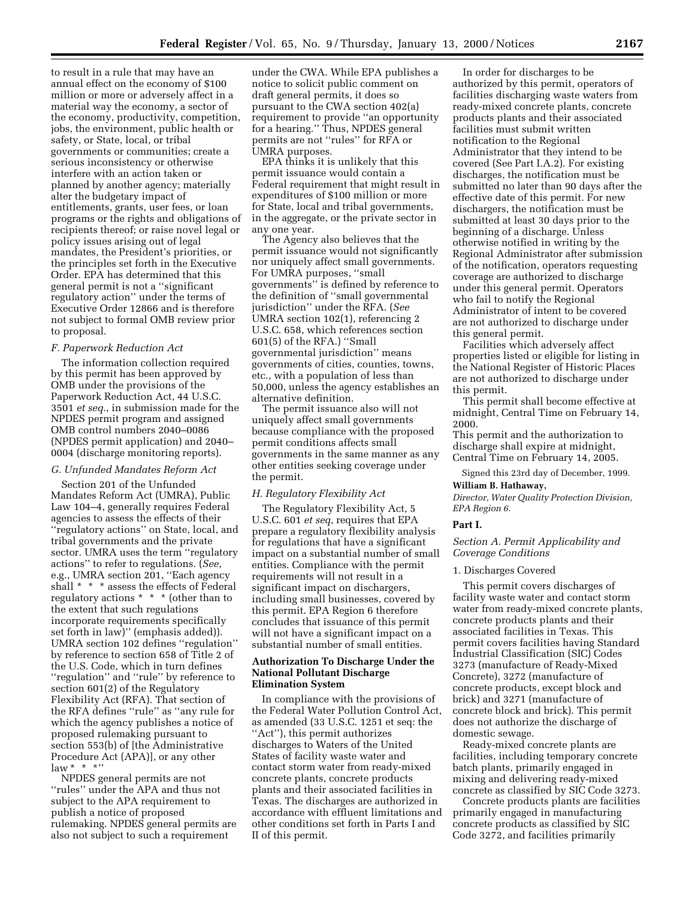to result in a rule that may have an annual effect on the economy of $100 million or more or adversely affect in a material way the economy, a sector of the economy, productivity, competition, jobs, the environment, public health or safety, or State, local, or tribal governments or communities; create a serious inconsistency or otherwise interfere with an action taken or planned by another agency; materially alter the budgetary impact of entitlements, grants, user fees, or loan programs or the rights and obligations of recipients thereof; or raise novel legal or policy issues arising out of legal mandates, the President's priorities, or the principles set forth in the Executive Order. EPA has determined that this general permit is not a ''significant regulatory action'' under the terms of Executive Order 12866 and is therefore not subject to formal OMB review prior to proposal.

### *F. Paperwork Reduction Act*

The information collection required by this permit has been approved by OMB under the provisions of the Paperwork Reduction Act, 44 U.S.C. 3501 *et seq.*, in submission made for the NPDES permit program and assigned OMB control numbers 2040–0086 (NPDES permit application) and 2040–0004 (discharge monitoring reports).

### *G. Unfunded Mandates Reform Act*

Section 201 of the Unfunded Mandates Reform Act (UMRA), Public Law 104–4, generally requires Federal agencies to assess the effects of their ''regulatory actions'' on State, local, and tribal governments and the private sector. UMRA uses the term ''regulatory actions'' to refer to regulations. (*See*, e.g., UMRA section 201, ''Each agency shall * * * assess the effects of Federal regulatory actions * * * (other than to the extent that such regulations incorporate requirements specifically set forth in law)'' (emphasis added)). UMRA section 102 defines ''regulation'' by reference to section 658 of Title 2 of the U.S. Code, which in turn defines ''regulation'' and ''rule'' by reference to section 601(2) of the Regulatory Flexibility Act (RFA). That section of the RFA defines ''rule'' as ''any rule for which the agency publishes a notice of proposed rulemaking pursuant to section 553(b) of [the Administrative Procedure Act (APA)], or any other law * * *''

NPDES general permits are not ''rules'' under the APA and thus not subject to the APA requirement to publish a notice of proposed rulemaking. NPDES general permits are also not subject to such a requirement under the CWA. While EPA publishes a notice to solicit public comment on draft general permits, it does so pursuant to the CWA section 402(a) requirement to provide ''an opportunity for a hearing.'' Thus, NPDES general permits are not ''rules'' for RFA or UMRA purposes.

EPA thinks it is unlikely that this permit issuance would contain a Federal requirement that might result in expenditures of $100 million or more for State, local and tribal governments, in the aggregate, or the private sector in any one year.

The Agency also believes that the permit issuance would not significantly nor uniquely affect small governments. For UMRA purposes, ''small governments'' is defined by reference to the definition of ''small governmental jurisdiction'' under the RFA. (*See* UMRA section 102(1), referencing 2 U.S.C. 658, which references section 601(5) of the RFA.) ''Small governmental jurisdiction'' means governments of cities, counties, towns, etc., with a population of less than 50,000, unless the agency establishes an alternative definition.

The permit issuance also will not uniquely affect small governments because compliance with the proposed permit conditions affects small governments in the same manner as any other entities seeking coverage under the permit.

### *H. Regulatory Flexibility Act*

The Regulatory Flexibility Act, 5 U.S.C. 601 *et seq*, requires that EPA prepare a regulatory flexibility analysis for regulations that have a significant impact on a substantial number of small entities. Compliance with the permit requirements will not result in a significant impact on dischargers, including small businesses, covered by this permit. EPA Region 6 therefore concludes that issuance of this permit will not have a significant impact on a substantial number of small entities.

## Authorization To Discharge Under the National Pollutant Discharge Elimination System

In compliance with the provisions of the Federal Water Pollution Control Act, as amended (33 U.S.C. 1251 et seq: the ''Act''), this permit authorizes discharges to Waters of the United States of facility waste water and contact storm water from ready-mixed concrete plants, concrete products plants and their associated facilities in Texas. The discharges are authorized in accordance with effluent limitations and other conditions set forth in Parts I and II of this permit.

In order for discharges to be authorized by this permit, operators of facilities discharging waste waters from ready-mixed concrete plants, concrete products plants and their associated facilities must submit written notification to the Regional Administrator that they intend to be covered (See Part I.A.2). For existing discharges, the notification must be submitted no later than 90 days after the effective date of this permit. For new dischargers, the notification must be submitted at least 30 days prior to the beginning of a discharge. Unless otherwise notified in writing by the Regional Administrator after submission of the notification, operators requesting coverage are authorized to discharge under this general permit. Operators who fail to notify the Regional Administrator of intent to be covered are not authorized to discharge under this general permit.

Facilities which adversely affect properties listed or eligible for listing in the National Register of Historic Places are not authorized to discharge under this permit.

This permit shall become effective at midnight, Central Time on February 14, 2000.

This permit and the authorization to discharge shall expire at midnight, Central Time on February 14, 2005.

Signed this 23rd day of December, 1999.

**William B. Hathaway,**

*Director, Water Quality Protection Division, EPA Region 6.*

## Part I.

### *Section A. Permit Applicability and Coverage Conditions*

1. Discharges Covered

This permit covers discharges of facility waste water and contact storm water from ready-mixed concrete plants, concrete products plants and their associated facilities in Texas. This permit covers facilities having Standard Industrial Classification (SIC) Codes 3273 (manufacture of Ready-Mixed Concrete), 3272 (manufacture of concrete products, except block and brick) and 3271 (manufacture of concrete block and brick). This permit does not authorize the discharge of domestic sewage.

Ready-mixed concrete plants are facilities, including temporary concrete batch plants, primarily engaged in mixing and delivering ready-mixed concrete as classified by SIC Code 3273.

Concrete products plants are facilities primarily engaged in manufacturing concrete products as classified by SIC Code 3272, and facilities primarily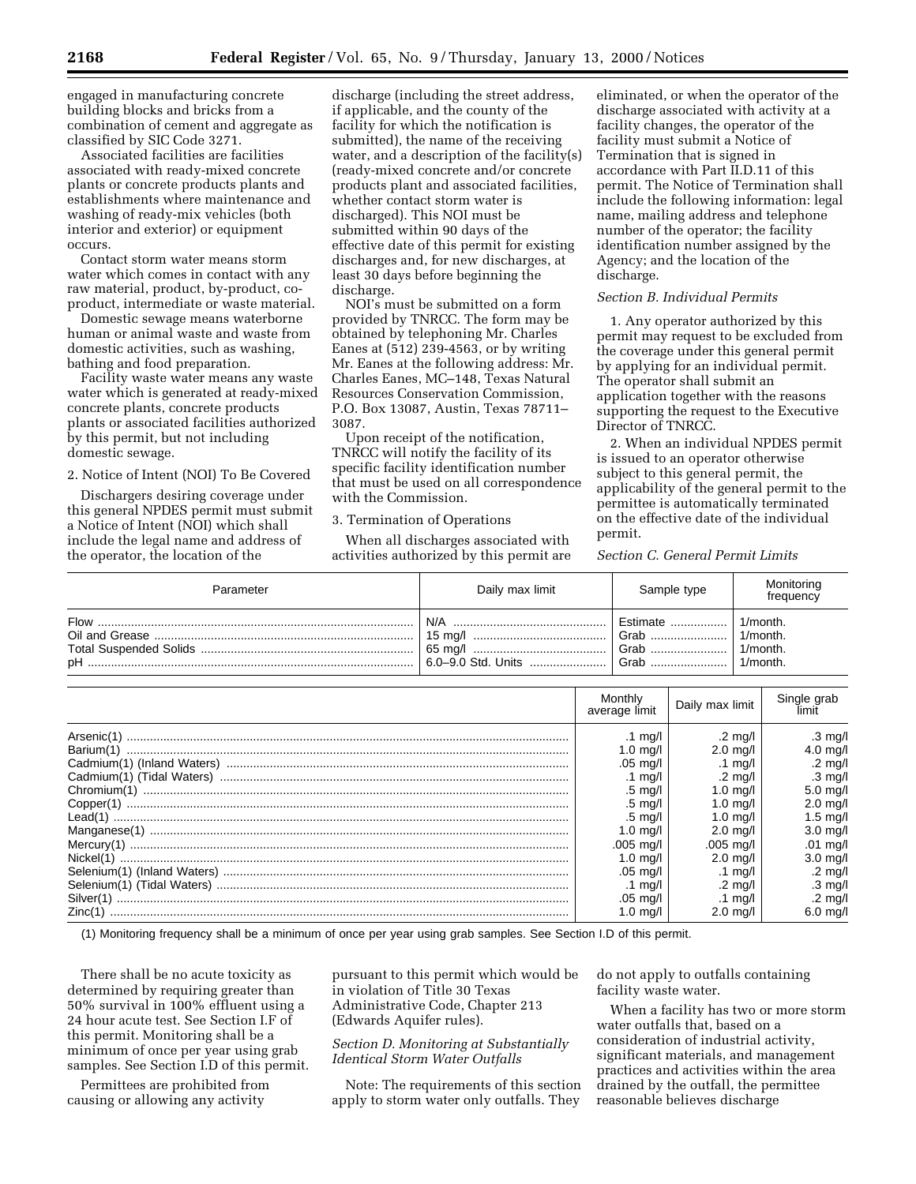engaged in manufacturing concrete building blocks and bricks from a combination of cement and aggregate as classified by SIC Code 3271.

Associated facilities are facilities associated with ready-mixed concrete plants or concrete products plants and establishments where maintenance and washing of ready-mix vehicles (both interior and exterior) or equipment occurs.

Contact storm water means storm water which comes in contact with any raw material, product, by-product, co-product, intermediate or waste material.

Domestic sewage means waterborne human or animal waste and waste from domestic activities, such as washing, bathing and food preparation.

Facility waste water means any waste water which is generated at ready-mixed concrete plants, concrete products plants or associated facilities authorized by this permit, but not including domestic sewage.

2. Notice of Intent (NOI) To Be Covered

Dischargers desiring coverage under this general NPDES permit must submit a Notice of Intent (NOI) which shall include the legal name and address of the operator, the location of the discharge (including the street address, if applicable, and the county of the facility for which the notification is submitted), the name of the receiving water, and a description of the facility(s) (ready-mixed concrete and/or concrete products plant and associated facilities, whether contact storm water is discharged). This NOI must be submitted within 90 days of the effective date of this permit for existing discharges and, for new discharges, at least 30 days before beginning the discharge.

NOI's must be submitted on a form provided by TNRCC. The form may be obtained by telephoning Mr. Charles Eanes at (512) 239-4563, or by writing Mr. Eanes at the following address: Mr. Charles Eanes, MC–148, Texas Natural Resources Conservation Commission, P.O. Box 13087, Austin, Texas 78711–3087.

Upon receipt of the notification, TNRCC will notify the facility of its specific facility identification number that must be used on all correspondence with the Commission.

3. Termination of Operations

When all discharges associated with activities authorized by this permit are eliminated, or when the operator of the discharge associated with activity at a facility changes, the operator of the facility must submit a Notice of Termination that is signed in accordance with Part II.D.11 of this permit. The Notice of Termination shall include the following information: legal name, mailing address and telephone number of the operator; the facility identification number assigned by the Agency; and the location of the discharge.

*Section B. Individual Permits*

1. Any operator authorized by this permit may request to be excluded from the coverage under this general permit by applying for an individual permit. The operator shall submit an application together with the reasons supporting the request to the Executive Director of TNRCC.

2. When an individual NPDES permit is issued to an operator otherwise subject to this general permit, the applicability of the general permit to the permittee is automatically terminated on the effective date of the individual permit.

*Section C. General Permit Limits*

| Parameter | Daily max limit | Sample type | Monitoring frequency |
|---|---|---|---|
| Flow | N/A | Estimate | 1/month. |
| Oil and Grease | 15 mg/l | Grab | 1/month. |
| Total Suspended Solids | 65 mg/l | Grab | 1/month. |
| pH | 6.0–9.0 Std. Units | Grab | 1/month. |

| | Monthly average limit | Daily max limit | Single grab limit |
|---|---|---|---|
| Arsenic(1) | .1 mg/l | .2 mg/l | .3 mg/l |
| Barium(1) | 1.0 mg/l | 2.0 mg/l | 4.0 mg/l |
| Cadmium(1) (Inland Waters) | .05 mg/l | .1 mg/l | .2 mg/l |
| Cadmium(1) (Tidal Waters) | .1 mg/l | .2 mg/l | .3 mg/l |
| Chromium(1) | .5 mg/l | 1.0 mg/l | 5.0 mg/l |
| Copper(1) | .5 mg/l | 1.0 mg/l | 2.0 mg/l |
| Lead(1) | .5 mg/l | 1.0 mg/l | 1.5 mg/l |
| Manganese(1) | 1.0 mg/l | 2.0 mg/l | 3.0 mg/l |
| Mercury(1) | .005 mg/l | .005 mg/l | .01 mg/l |
| Nickel(1) | 1.0 mg/l | 2.0 mg/l | 3.0 mg/l |
| Selenium(1) (Inland Waters) | .05 mg/l | .1 mg/l | .2 mg/l |
| Selenium(1) (Tidal Waters) | .1 mg/l | .2 mg/l | .3 mg/l |
| Silver(1) | .05 mg/l | .1 mg/l | .2 mg/l |
| Zinc(1) | 1.0 mg/l | 2.0 mg/l | 6.0 mg/l |

(1) Monitoring frequency shall be a minimum of once per year using grab samples. See Section I.D of this permit.

There shall be no acute toxicity as determined by requiring greater than 50% survival in 100% effluent using a 24 hour acute test. See Section I.F of this permit. Monitoring shall be a minimum of once per year using grab samples. See Section I.D of this permit.

Permittees are prohibited from causing or allowing any activity pursuant to this permit which would be in violation of Title 30 Texas Administrative Code, Chapter 213 (Edwards Aquifer rules).

*Section D. Monitoring at Substantially Identical Storm Water Outfalls*

Note: The requirements of this section apply to storm water only outfalls. They do not apply to outfalls containing facility waste water.

When a facility has two or more storm water outfalls that, based on a consideration of industrial activity, significant materials, and management practices and activities within the area drained by the outfall, the permittee reasonable believes discharge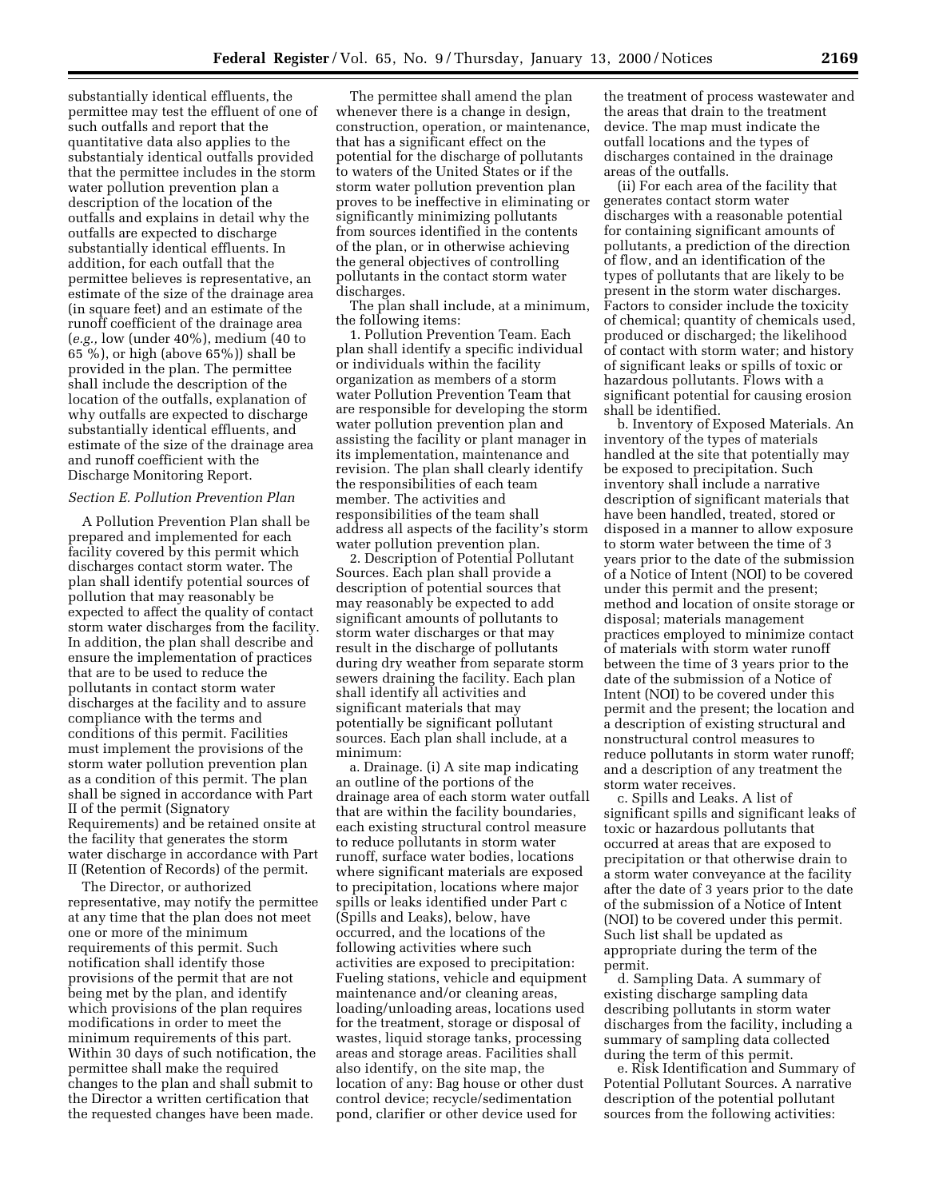substantially identical effluents, the permittee may test the effluent of one of such outfalls and report that the quantitative data also applies to the substantialy identical outfalls provided that the permittee includes in the storm water pollution prevention plan a description of the location of the outfalls and explains in detail why the outfalls are expected to discharge substantially identical effluents. In addition, for each outfall that the permittee believes is representative, an estimate of the size of the drainage area (in square feet) and an estimate of the runoff coefficient of the drainage area (*e.g.,* low (under 40%), medium (40 to 65 %), or high (above 65%)) shall be provided in the plan. The permittee shall include the description of the location of the outfalls, explanation of why outfalls are expected to discharge substantially identical effluents, and estimate of the size of the drainage area and runoff coefficient with the Discharge Monitoring Report.

*Section E. Pollution Prevention Plan*

A Pollution Prevention Plan shall be prepared and implemented for each facility covered by this permit which discharges contact storm water. The plan shall identify potential sources of pollution that may reasonably be expected to affect the quality of contact storm water discharges from the facility. In addition, the plan shall describe and ensure the implementation of practices that are to be used to reduce the pollutants in contact storm water discharges at the facility and to assure compliance with the terms and conditions of this permit. Facilities must implement the provisions of the storm water pollution prevention plan as a condition of this permit. The plan shall be signed in accordance with Part II of the permit (Signatory Requirements) and be retained onsite at the facility that generates the storm water discharge in accordance with Part II (Retention of Records) of the permit.

The Director, or authorized representative, may notify the permittee at any time that the plan does not meet one or more of the minimum requirements of this permit. Such notification shall identify those provisions of the permit that are not being met by the plan, and identify which provisions of the plan requires modifications in order to meet the minimum requirements of this part. Within 30 days of such notification, the permittee shall make the required changes to the plan and shall submit to the Director a written certification that the requested changes have been made.

The permittee shall amend the plan whenever there is a change in design, construction, operation, or maintenance, that has a significant effect on the potential for the discharge of pollutants to waters of the United States or if the storm water pollution prevention plan proves to be ineffective in eliminating or significantly minimizing pollutants from sources identified in the contents of the plan, or in otherwise achieving the general objectives of controlling pollutants in the contact storm water discharges.

The plan shall include, at a minimum, the following items:

1. Pollution Prevention Team. Each plan shall identify a specific individual or individuals within the facility organization as members of a storm water Pollution Prevention Team that are responsible for developing the storm water pollution prevention plan and assisting the facility or plant manager in its implementation, maintenance and revision. The plan shall clearly identify the responsibilities of each team member. The activities and responsibilities of the team shall address all aspects of the facility's storm water pollution prevention plan.

2. Description of Potential Pollutant Sources. Each plan shall provide a description of potential sources that may reasonably be expected to add significant amounts of pollutants to storm water discharges or that may result in the discharge of pollutants during dry weather from separate storm sewers draining the facility. Each plan shall identify all activities and significant materials that may potentially be significant pollutant sources. Each plan shall include, at a minimum:

a. Drainage. (i) A site map indicating an outline of the portions of the drainage area of each storm water outfall that are within the facility boundaries, each existing structural control measure to reduce pollutants in storm water runoff, surface water bodies, locations where significant materials are exposed to precipitation, locations where major spills or leaks identified under Part c (Spills and Leaks), below, have occurred, and the locations of the following activities where such activities are exposed to precipitation: Fueling stations, vehicle and equipment maintenance and/or cleaning areas, loading/unloading areas, locations used for the treatment, storage or disposal of wastes, liquid storage tanks, processing areas and storage areas. Facilities shall also identify, on the site map, the location of any: Bag house or other dust control device; recycle/sedimentation pond, clarifier or other device used for the treatment of process wastewater and the areas that drain to the treatment device. The map must indicate the outfall locations and the types of discharges contained in the drainage areas of the outfalls.

(ii) For each area of the facility that generates contact storm water discharges with a reasonable potential for containing significant amounts of pollutants, a prediction of the direction of flow, and an identification of the types of pollutants that are likely to be present in the storm water discharges. Factors to consider include the toxicity of chemical; quantity of chemicals used, produced or discharged; the likelihood of contact with storm water; and history of significant leaks or spills of toxic or hazardous pollutants. Flows with a significant potential for causing erosion shall be identified.

b. Inventory of Exposed Materials. An inventory of the types of materials handled at the site that potentially may be exposed to precipitation. Such inventory shall include a narrative description of significant materials that have been handled, treated, stored or disposed in a manner to allow exposure to storm water between the time of 3 years prior to the date of the submission of a Notice of Intent (NOI) to be covered under this permit and the present; method and location of onsite storage or disposal; materials management practices employed to minimize contact of materials with storm water runoff between the time of 3 years prior to the date of the submission of a Notice of Intent (NOI) to be covered under this permit and the present; the location and a description of existing structural and nonstructural control measures to reduce pollutants in storm water runoff; and a description of any treatment the storm water receives.

c. Spills and Leaks. A list of significant spills and significant leaks of toxic or hazardous pollutants that occurred at areas that are exposed to precipitation or that otherwise drain to a storm water conveyance at the facility after the date of 3 years prior to the date of the submission of a Notice of Intent (NOI) to be covered under this permit. Such list shall be updated as appropriate during the term of the permit.

d. Sampling Data. A summary of existing discharge sampling data describing pollutants in storm water discharges from the facility, including a summary of sampling data collected during the term of this permit.

e. Risk Identification and Summary of Potential Pollutant Sources. A narrative description of the potential pollutant sources from the following activities: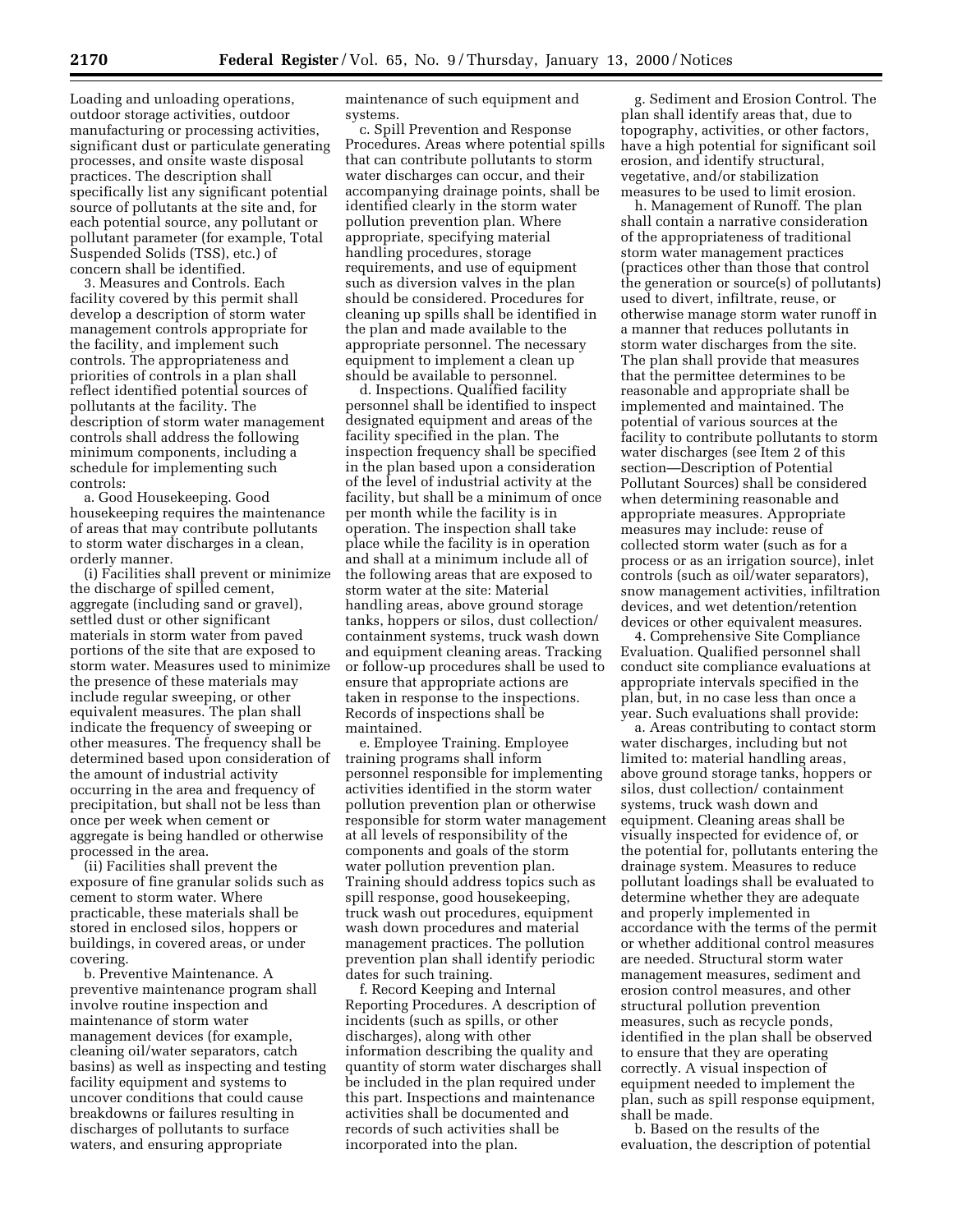Loading and unloading operations, outdoor storage activities, outdoor manufacturing or processing activities, significant dust or particulate generating processes, and onsite waste disposal practices. The description shall specifically list any significant potential source of pollutants at the site and, for each potential source, any pollutant or pollutant parameter (for example, Total Suspended Solids (TSS), etc.) of concern shall be identified.

3. Measures and Controls. Each facility covered by this permit shall develop a description of storm water management controls appropriate for the facility, and implement such controls. The appropriateness and priorities of controls in a plan shall reflect identified potential sources of pollutants at the facility. The description of storm water management controls shall address the following minimum components, including a schedule for implementing such controls:

a. Good Housekeeping. Good housekeeping requires the maintenance of areas that may contribute pollutants to storm water discharges in a clean, orderly manner.

(i) Facilities shall prevent or minimize the discharge of spilled cement, aggregate (including sand or gravel), settled dust or other significant materials in storm water from paved portions of the site that are exposed to storm water. Measures used to minimize the presence of these materials may include regular sweeping, or other equivalent measures. The plan shall indicate the frequency of sweeping or other measures. The frequency shall be determined based upon consideration of the amount of industrial activity occurring in the area and frequency of precipitation, but shall not be less than once per week when cement or aggregate is being handled or otherwise processed in the area.

(ii) Facilities shall prevent the exposure of fine granular solids such as cement to storm water. Where practicable, these materials shall be stored in enclosed silos, hoppers or buildings, in covered areas, or under covering.

b. Preventive Maintenance. A preventive maintenance program shall involve routine inspection and maintenance of storm water management devices (for example, cleaning oil/water separators, catch basins) as well as inspecting and testing facility equipment and systems to uncover conditions that could cause breakdowns or failures resulting in discharges of pollutants to surface waters, and ensuring appropriate maintenance of such equipment and systems.

c. Spill Prevention and Response Procedures. Areas where potential spills that can contribute pollutants to storm water discharges can occur, and their accompanying drainage points, shall be identified clearly in the storm water pollution prevention plan. Where appropriate, specifying material handling procedures, storage requirements, and use of equipment such as diversion valves in the plan should be considered. Procedures for cleaning up spills shall be identified in the plan and made available to the appropriate personnel. The necessary equipment to implement a clean up should be available to personnel.

d. Inspections. Qualified facility personnel shall be identified to inspect designated equipment and areas of the facility specified in the plan. The inspection frequency shall be specified in the plan based upon a consideration of the level of industrial activity at the facility, but shall be a minimum of once per month while the facility is in operation. The inspection shall take place while the facility is in operation and shall at a minimum include all of the following areas that are exposed to storm water at the site: Material handling areas, above ground storage tanks, hoppers or silos, dust collection/ containment systems, truck wash down and equipment cleaning areas. Tracking or follow-up procedures shall be used to ensure that appropriate actions are taken in response to the inspections. Records of inspections shall be maintained.

e. Employee Training. Employee training programs shall inform personnel responsible for implementing activities identified in the storm water pollution prevention plan or otherwise responsible for storm water management at all levels of responsibility of the components and goals of the storm water pollution prevention plan. Training should address topics such as spill response, good housekeeping, truck wash out procedures, equipment wash down procedures and material management practices. The pollution prevention plan shall identify periodic dates for such training.

f. Record Keeping and Internal Reporting Procedures. A description of incidents (such as spills, or other discharges), along with other information describing the quality and quantity of storm water discharges shall be included in the plan required under this part. Inspections and maintenance activities shall be documented and records of such activities shall be incorporated into the plan.

g. Sediment and Erosion Control. The plan shall identify areas that, due to topography, activities, or other factors, have a high potential for significant soil erosion, and identify structural, vegetative, and/or stabilization measures to be used to limit erosion.

h. Management of Runoff. The plan shall contain a narrative consideration of the appropriateness of traditional storm water management practices (practices other than those that control the generation or source(s) of pollutants) used to divert, infiltrate, reuse, or otherwise manage storm water runoff in a manner that reduces pollutants in storm water discharges from the site. The plan shall provide that measures that the permittee determines to be reasonable and appropriate shall be implemented and maintained. The potential of various sources at the facility to contribute pollutants to storm water discharges (see Item 2 of this section—Description of Potential Pollutant Sources) shall be considered when determining reasonable and appropriate measures. Appropriate measures may include: reuse of collected storm water (such as for a process or as an irrigation source), inlet controls (such as oil/water separators), snow management activities, infiltration devices, and wet detention/retention devices or other equivalent measures.

4. Comprehensive Site Compliance Evaluation. Qualified personnel shall conduct site compliance evaluations at appropriate intervals specified in the plan, but, in no case less than once a year. Such evaluations shall provide:

a. Areas contributing to contact storm water discharges, including but not limited to: material handling areas, above ground storage tanks, hoppers or silos, dust collection/ containment systems, truck wash down and equipment. Cleaning areas shall be visually inspected for evidence of, or the potential for, pollutants entering the drainage system. Measures to reduce pollutant loadings shall be evaluated to determine whether they are adequate and properly implemented in accordance with the terms of the permit or whether additional control measures are needed. Structural storm water management measures, sediment and erosion control measures, and other structural pollution prevention measures, such as recycle ponds, identified in the plan shall be observed to ensure that they are operating correctly. A visual inspection of equipment needed to implement the plan, such as spill response equipment, shall be made.

b. Based on the results of the evaluation, the description of potential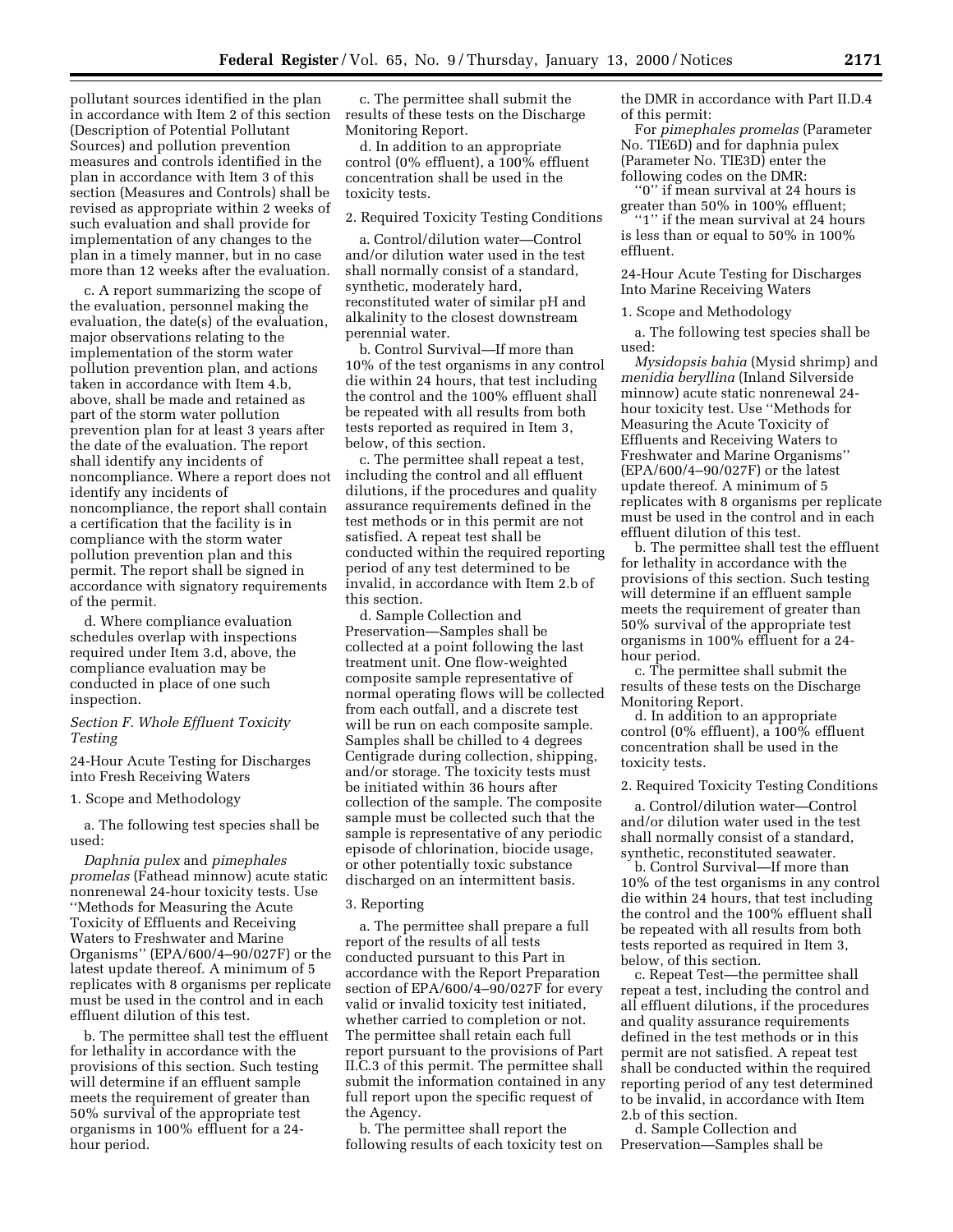pollutant sources identified in the plan in accordance with Item 2 of this section (Description of Potential Pollutant Sources) and pollution prevention measures and controls identified in the plan in accordance with Item 3 of this section (Measures and Controls) shall be revised as appropriate within 2 weeks of such evaluation and shall provide for implementation of any changes to the plan in a timely manner, but in no case more than 12 weeks after the evaluation.

c. A report summarizing the scope of the evaluation, personnel making the evaluation, the date(s) of the evaluation, major observations relating to the implementation of the storm water pollution prevention plan, and actions taken in accordance with Item 4.b, above, shall be made and retained as part of the storm water pollution prevention plan for at least 3 years after the date of the evaluation. The report shall identify any incidents of noncompliance. Where a report does not identify any incidents of noncompliance, the report shall contain a certification that the facility is in compliance with the storm water pollution prevention plan and this permit. The report shall be signed in accordance with signatory requirements of the permit.

d. Where compliance evaluation schedules overlap with inspections required under Item 3.d, above, the compliance evaluation may be conducted in place of one such inspection.

*Section F. Whole Effluent Toxicity Testing*

24-Hour Acute Testing for Discharges into Fresh Receiving Waters

1. Scope and Methodology

a. The following test species shall be used:

*Daphnia pulex* and *pimephales promelas* (Fathead minnow) acute static nonrenewal 24-hour toxicity tests. Use ''Methods for Measuring the Acute Toxicity of Effluents and Receiving Waters to Freshwater and Marine Organisms'' (EPA/600/4–90/027F) or the latest update thereof. A minimum of 5 replicates with 8 organisms per replicate must be used in the control and in each effluent dilution of this test.

b. The permittee shall test the effluent for lethality in accordance with the provisions of this section. Such testing will determine if an effluent sample meets the requirement of greater than 50% survival of the appropriate test organisms in 100% effluent for a 24-hour period.

c. The permittee shall submit the results of these tests on the Discharge Monitoring Report.

d. In addition to an appropriate control (0% effluent), a 100% effluent concentration shall be used in the toxicity tests.

2. Required Toxicity Testing Conditions

a. Control/dilution water—Control and/or dilution water used in the test shall normally consist of a standard, synthetic, moderately hard, reconstituted water of similar pH and alkalinity to the closest downstream perennial water.

b. Control Survival—If more than 10% of the test organisms in any control die within 24 hours, that test including the control and the 100% effluent shall be repeated with all results from both tests reported as required in Item 3, below, of this section.

c. The permittee shall repeat a test, including the control and all effluent dilutions, if the procedures and quality assurance requirements defined in the test methods or in this permit are not satisfied. A repeat test shall be conducted within the required reporting period of any test determined to be invalid, in accordance with Item 2.b of this section.

d. Sample Collection and Preservation—Samples shall be collected at a point following the last treatment unit. One flow-weighted composite sample representative of normal operating flows will be collected from each outfall, and a discrete test will be run on each composite sample. Samples shall be chilled to 4 degrees Centigrade during collection, shipping, and/or storage. The toxicity tests must be initiated within 36 hours after collection of the sample. The composite sample must be collected such that the sample is representative of any periodic episode of chlorination, biocide usage, or other potentially toxic substance discharged on an intermittent basis.

3. Reporting

a. The permittee shall prepare a full report of the results of all tests conducted pursuant to this Part in accordance with the Report Preparation section of EPA/600/4–90/027F for every valid or invalid toxicity test initiated, whether carried to completion or not. The permittee shall retain each full report pursuant to the provisions of Part II.C.3 of this permit. The permittee shall submit the information contained in any full report upon the specific request of the Agency.

b. The permittee shall report the following results of each toxicity test on the DMR in accordance with Part II.D.4 of this permit:

For *pimephales promelas* (Parameter No. TIE6D) and for daphnia pulex (Parameter No. TIE3D) enter the following codes on the DMR:

''0'' if mean survival at 24 hours is greater than 50% in 100% effluent;

''1'' if the mean survival at 24 hours is less than or equal to 50% in 100% effluent.

24-Hour Acute Testing for Discharges Into Marine Receiving Waters

1. Scope and Methodology

a. The following test species shall be used:

*Mysidopsis bahia* (Mysid shrimp) and *menidia beryllina* (Inland Silverside minnow) acute static nonrenewal 24-hour toxicity test. Use ''Methods for Measuring the Acute Toxicity of Effluents and Receiving Waters to Freshwater and Marine Organisms'' (EPA/600/4–90/027F) or the latest update thereof. A minimum of 5 replicates with 8 organisms per replicate must be used in the control and in each effluent dilution of this test.

b. The permittee shall test the effluent for lethality in accordance with the provisions of this section. Such testing will determine if an effluent sample meets the requirement of greater than 50% survival of the appropriate test organisms in 100% effluent for a 24-hour period.

c. The permittee shall submit the results of these tests on the Discharge Monitoring Report.

d. In addition to an appropriate control (0% effluent), a 100% effluent concentration shall be used in the toxicity tests.

2. Required Toxicity Testing Conditions

a. Control/dilution water—Control and/or dilution water used in the test shall normally consist of a standard, synthetic, reconstituted seawater.

b. Control Survival—If more than 10% of the test organisms in any control die within 24 hours, that test including the control and the 100% effluent shall be repeated with all results from both tests reported as required in Item 3, below, of this section.

c. Repeat Test—the permittee shall repeat a test, including the control and all effluent dilutions, if the procedures and quality assurance requirements defined in the test methods or in this permit are not satisfied. A repeat test shall be conducted within the required reporting period of any test determined to be invalid, in accordance with Item 2.b of this section.

d. Sample Collection and Preservation—Samples shall be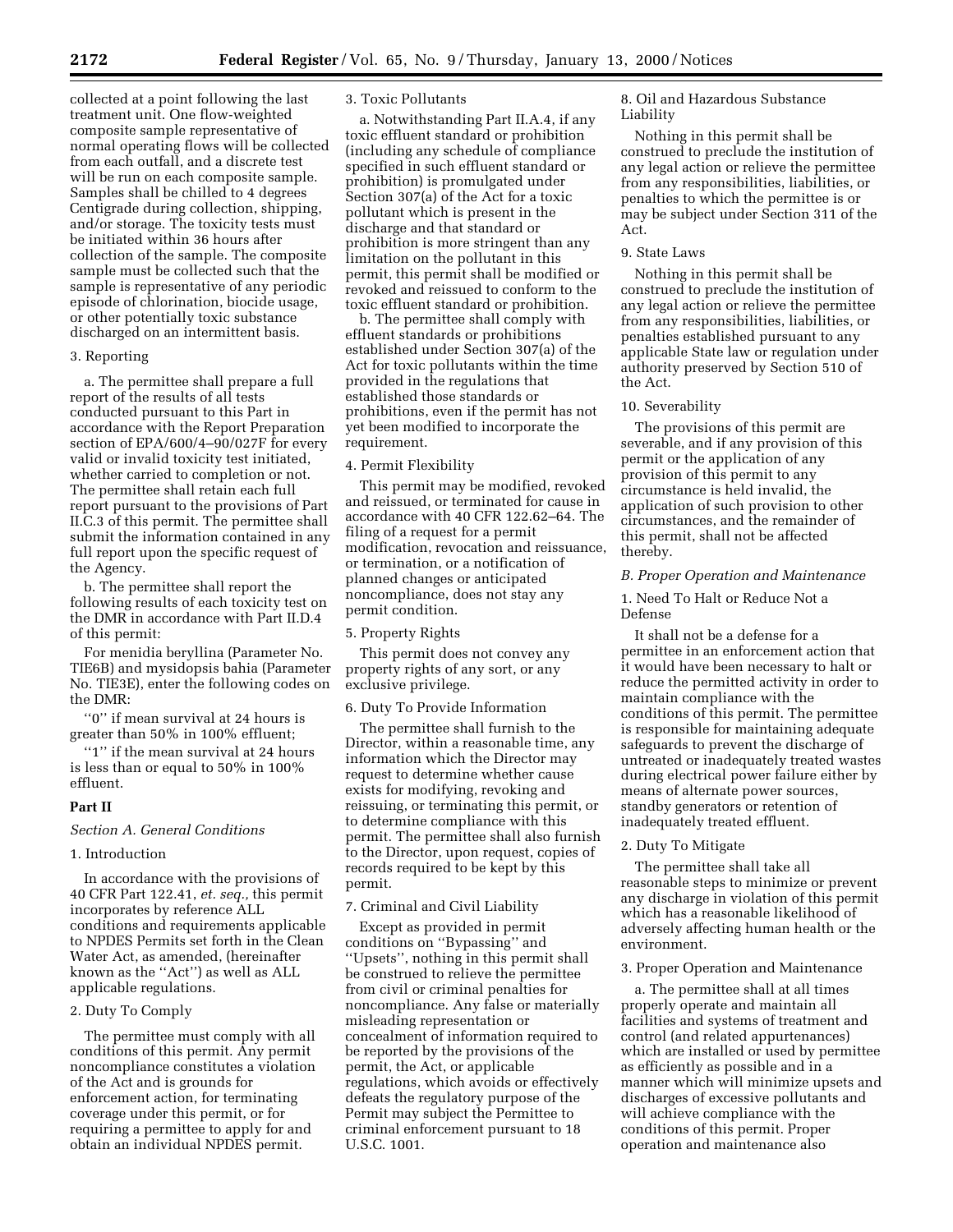collected at a point following the last treatment unit. One flow-weighted composite sample representative of normal operating flows will be collected from each outfall, and a discrete test will be run on each composite sample. Samples shall be chilled to 4 degrees Centigrade during collection, shipping, and/or storage. The toxicity tests must be initiated within 36 hours after collection of the sample. The composite sample must be collected such that the sample is representative of any periodic episode of chlorination, biocide usage, or other potentially toxic substance discharged on an intermittent basis.

3. Reporting

a. The permittee shall prepare a full report of the results of all tests conducted pursuant to this Part in accordance with the Report Preparation section of EPA/600/4–90/027F for every valid or invalid toxicity test initiated, whether carried to completion or not. The permittee shall retain each full report pursuant to the provisions of Part II.C.3 of this permit. The permittee shall submit the information contained in any full report upon the specific request of the Agency.

b. The permittee shall report the following results of each toxicity test on the DMR in accordance with Part II.D.4 of this permit:

For menidia beryllina (Parameter No. TIE6B) and mysidopsis bahia (Parameter No. TIE3E), enter the following codes on the DMR:

''0'' if mean survival at 24 hours is greater than 50% in 100% effluent;

''1'' if the mean survival at 24 hours is less than or equal to 50% in 100% effluent.

**Part II**

*Section A. General Conditions*

1. Introduction

In accordance with the provisions of 40 CFR Part 122.41, *et. seq.,* this permit incorporates by reference ALL conditions and requirements applicable to NPDES Permits set forth in the Clean Water Act, as amended, (hereinafter known as the ''Act'') as well as ALL applicable regulations.

2. Duty To Comply

The permittee must comply with all conditions of this permit. Any permit noncompliance constitutes a violation of the Act and is grounds for enforcement action, for terminating coverage under this permit, or for requiring a permittee to apply for and obtain an individual NPDES permit.

3. Toxic Pollutants

a. Notwithstanding Part II.A.4, if any toxic effluent standard or prohibition (including any schedule of compliance specified in such effluent standard or prohibition) is promulgated under Section 307(a) of the Act for a toxic pollutant which is present in the discharge and that standard or prohibition is more stringent than any limitation on the pollutant in this permit, this permit shall be modified or revoked and reissued to conform to the toxic effluent standard or prohibition.

b. The permittee shall comply with effluent standards or prohibitions established under Section 307(a) of the Act for toxic pollutants within the time provided in the regulations that established those standards or prohibitions, even if the permit has not yet been modified to incorporate the requirement.

4. Permit Flexibility

This permit may be modified, revoked and reissued, or terminated for cause in accordance with 40 CFR 122.62–64. The filing of a request for a permit modification, revocation and reissuance, or termination, or a notification of planned changes or anticipated noncompliance, does not stay any permit condition.

5. Property Rights

This permit does not convey any property rights of any sort, or any exclusive privilege.

6. Duty To Provide Information

The permittee shall furnish to the Director, within a reasonable time, any information which the Director may request to determine whether cause exists for modifying, revoking and reissuing, or terminating this permit, or to determine compliance with this permit. The permittee shall also furnish to the Director, upon request, copies of records required to be kept by this permit.

7. Criminal and Civil Liability

Except as provided in permit conditions on ''Bypassing'' and ''Upsets'', nothing in this permit shall be construed to relieve the permittee from civil or criminal penalties for noncompliance. Any false or materially misleading representation or concealment of information required to be reported by the provisions of the permit, the Act, or applicable regulations, which avoids or effectively defeats the regulatory purpose of the Permit may subject the Permittee to criminal enforcement pursuant to 18 U.S.C. 1001.

8. Oil and Hazardous Substance Liability

Nothing in this permit shall be construed to preclude the institution of any legal action or relieve the permittee from any responsibilities, liabilities, or penalties to which the permittee is or may be subject under Section 311 of the Act.

9. State Laws

Nothing in this permit shall be construed to preclude the institution of any legal action or relieve the permittee from any responsibilities, liabilities, or penalties established pursuant to any applicable State law or regulation under authority preserved by Section 510 of the Act.

10. Severability

The provisions of this permit are severable, and if any provision of this permit or the application of any provision of this permit to any circumstance is held invalid, the application of such provision to other circumstances, and the remainder of this permit, shall not be affected thereby.

*B. Proper Operation and Maintenance*

1. Need To Halt or Reduce Not a Defense

It shall not be a defense for a permittee in an enforcement action that it would have been necessary to halt or reduce the permitted activity in order to maintain compliance with the conditions of this permit. The permittee is responsible for maintaining adequate safeguards to prevent the discharge of untreated or inadequately treated wastes during electrical power failure either by means of alternate power sources, standby generators or retention of inadequately treated effluent.

2. Duty To Mitigate

The permittee shall take all reasonable steps to minimize or prevent any discharge in violation of this permit which has a reasonable likelihood of adversely affecting human health or the environment.

3. Proper Operation and Maintenance

a. The permittee shall at all times properly operate and maintain all facilities and systems of treatment and control (and related appurtenances) which are installed or used by permittee as efficiently as possible and in a manner which will minimize upsets and discharges of excessive pollutants and will achieve compliance with the conditions of this permit. Proper operation and maintenance also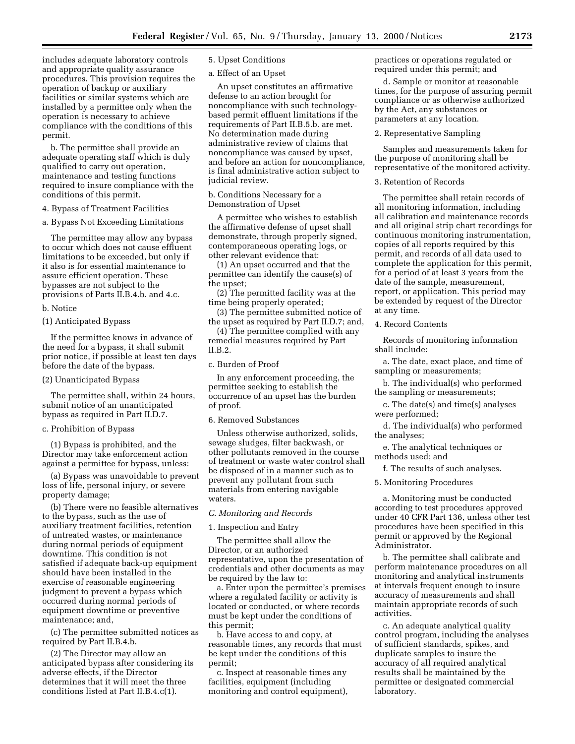includes adequate laboratory controls and appropriate quality assurance procedures. This provision requires the operation of backup or auxiliary facilities or similar systems which are installed by a permittee only when the operation is necessary to achieve compliance with the conditions of this permit.

b. The permittee shall provide an adequate operating staff which is duly qualified to carry out operation, maintenance and testing functions required to insure compliance with the conditions of this permit.

4. Bypass of Treatment Facilities

a. Bypass Not Exceeding Limitations

The permittee may allow any bypass to occur which does not cause effluent limitations to be exceeded, but only if it also is for essential maintenance to assure efficient operation. These bypasses are not subject to the provisions of Parts II.B.4.b. and 4.c.

b. Notice

(1) Anticipated Bypass

If the permittee knows in advance of the need for a bypass, it shall submit prior notice, if possible at least ten days before the date of the bypass.

(2) Unanticipated Bypass

The permittee shall, within 24 hours, submit notice of an unanticipated bypass as required in Part II.D.7.

c. Prohibition of Bypass

(1) Bypass is prohibited, and the Director may take enforcement action against a permittee for bypass, unless:

(a) Bypass was unavoidable to prevent loss of life, personal injury, or severe property damage;

(b) There were no feasible alternatives to the bypass, such as the use of auxiliary treatment facilities, retention of untreated wastes, or maintenance during normal periods of equipment downtime. This condition is not satisfied if adequate back-up equipment should have been installed in the exercise of reasonable engineering judgment to prevent a bypass which occurred during normal periods of equipment downtime or preventive maintenance; and,

(c) The permittee submitted notices as required by Part II.B.4.b.

(2) The Director may allow an anticipated bypass after considering its adverse effects, if the Director determines that it will meet the three conditions listed at Part II.B.4.c(1).

5. Upset Conditions

a. Effect of an Upset

An upset constitutes an affirmative defense to an action brought for noncompliance with such technology-based permit effluent limitations if the requirements of Part II.B.5.b. are met. No determination made during administrative review of claims that noncompliance was caused by upset, and before an action for noncompliance, is final administrative action subject to judicial review.

b. Conditions Necessary for a Demonstration of Upset

A permittee who wishes to establish the affirmative defense of upset shall demonstrate, through properly signed, contemporaneous operating logs, or other relevant evidence that:

(1) An upset occurred and that the permittee can identify the cause(s) of the upset;

(2) The permitted facility was at the time being properly operated;

(3) The permittee submitted notice of the upset as required by Part II.D.7; and,

(4) The permittee complied with any remedial measures required by Part II.B.2.

c. Burden of Proof

In any enforcement proceeding, the permittee seeking to establish the occurrence of an upset has the burden of proof.

6. Removed Substances

Unless otherwise authorized, solids, sewage sludges, filter backwash, or other pollutants removed in the course of treatment or waste water control shall be disposed of in a manner such as to prevent any pollutant from such materials from entering navigable waters.

*C. Monitoring and Records*

1. Inspection and Entry

The permittee shall allow the Director, or an authorized representative, upon the presentation of credentials and other documents as may be required by the law to:

a. Enter upon the permittee's premises where a regulated facility or activity is located or conducted, or where records must be kept under the conditions of this permit;

b. Have access to and copy, at reasonable times, any records that must be kept under the conditions of this permit;

c. Inspect at reasonable times any facilities, equipment (including monitoring and control equipment), practices or operations regulated or required under this permit; and

d. Sample or monitor at reasonable times, for the purpose of assuring permit compliance or as otherwise authorized by the Act, any substances or parameters at any location.

2. Representative Sampling

Samples and measurements taken for the purpose of monitoring shall be representative of the monitored activity.

3. Retention of Records

The permittee shall retain records of all monitoring information, including all calibration and maintenance records and all original strip chart recordings for continuous monitoring instrumentation, copies of all reports required by this permit, and records of all data used to complete the application for this permit, for a period of at least 3 years from the date of the sample, measurement, report, or application. This period may be extended by request of the Director at any time.

4. Record Contents

Records of monitoring information shall include:

a. The date, exact place, and time of sampling or measurements;

b. The individual(s) who performed the sampling or measurements;

c. The date(s) and time(s) analyses were performed;

d. The individual(s) who performed the analyses;

e. The analytical techniques or methods used; and

f. The results of such analyses.

5. Monitoring Procedures

a. Monitoring must be conducted according to test procedures approved under 40 CFR Part 136, unless other test procedures have been specified in this permit or approved by the Regional Administrator.

b. The permittee shall calibrate and perform maintenance procedures on all monitoring and analytical instruments at intervals frequent enough to insure accuracy of measurements and shall maintain appropriate records of such activities.

c. An adequate analytical quality control program, including the analyses of sufficient standards, spikes, and duplicate samples to insure the accuracy of all required analytical results shall be maintained by the permittee or designated commercial laboratory.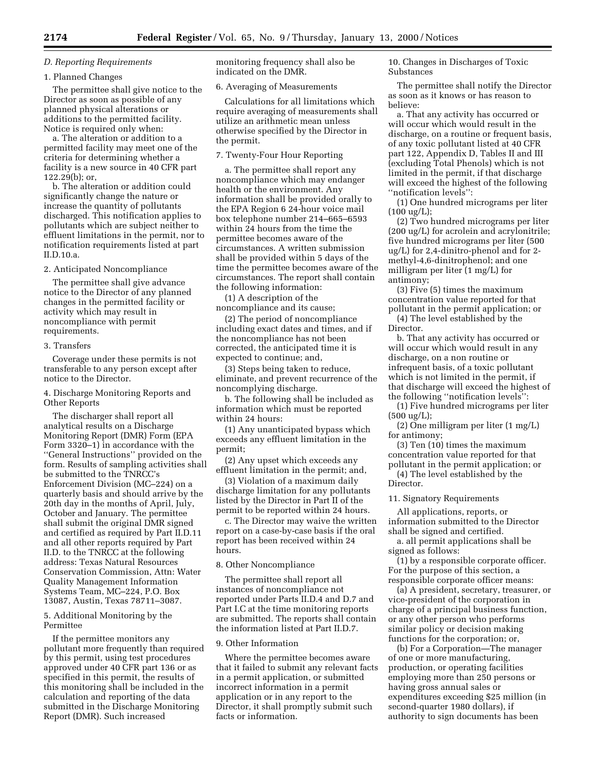*D. Reporting Requirements*

1. Planned Changes

The permittee shall give notice to the Director as soon as possible of any planned physical alterations or additions to the permitted facility. Notice is required only when:

a. The alteration or addition to a permitted facility may meet one of the criteria for determining whether a facility is a new source in 40 CFR part 122.29(b); or,

b. The alteration or addition could significantly change the nature or increase the quantity of pollutants discharged. This notification applies to pollutants which are subject neither to effluent limitations in the permit, nor to notification requirements listed at part II.D.10.a.

2. Anticipated Noncompliance

The permittee shall give advance notice to the Director of any planned changes in the permitted facility or activity which may result in noncompliance with permit requirements.

3. Transfers

Coverage under these permits is not transferable to any person except after notice to the Director.

4. Discharge Monitoring Reports and Other Reports

The discharger shall report all analytical results on a Discharge Monitoring Report (DMR) Form (EPA Form 3320–1) in accordance with the ''General Instructions'' provided on the form. Results of sampling activities shall be submitted to the TNRCC's Enforcement Division (MC–224) on a quarterly basis and should arrive by the 20th day in the months of April, July, October and January. The permittee shall submit the original DMR signed and certified as required by Part II.D.11 and all other reports required by Part II.D. to the TNRCC at the following address: Texas Natural Resources Conservation Commission, Attn: Water Quality Management Information Systems Team, MC–224, P.O. Box 13087, Austin, Texas 78711–3087.

5. Additional Monitoring by the Permittee

If the permittee monitors any pollutant more frequently than required by this permit, using test procedures approved under 40 CFR part 136 or as specified in this permit, the results of this monitoring shall be included in the calculation and reporting of the data submitted in the Discharge Monitoring Report (DMR). Such increased monitoring frequency shall also be indicated on the DMR.

6. Averaging of Measurements

Calculations for all limitations which require averaging of measurements shall utilize an arithmetic mean unless otherwise specified by the Director in the permit.

7. Twenty-Four Hour Reporting

a. The permittee shall report any noncompliance which may endanger health or the environment. Any information shall be provided orally to the EPA Region 6 24-hour voice mail box telephone number 214–665–6593 within 24 hours from the time the permittee becomes aware of the circumstances. A written submission shall be provided within 5 days of the time the permittee becomes aware of the circumstances. The report shall contain the following information:

(1) A description of the noncompliance and its cause;

(2) The period of noncompliance including exact dates and times, and if the noncompliance has not been corrected, the anticipated time it is expected to continue; and,

(3) Steps being taken to reduce, eliminate, and prevent recurrence of the noncomplying discharge.

b. The following shall be included as information which must be reported within 24 hours:

(1) Any unanticipated bypass which exceeds any effluent limitation in the permit;

(2) Any upset which exceeds any effluent limitation in the permit; and,

(3) Violation of a maximum daily discharge limitation for any pollutants listed by the Director in Part II of the permit to be reported within 24 hours.

c. The Director may waive the written report on a case-by-case basis if the oral report has been received within 24 hours.

8. Other Noncompliance

The permittee shall report all instances of noncompliance not reported under Parts II.D.4 and D.7 and Part I.C at the time monitoring reports are submitted. The reports shall contain the information listed at Part II.D.7.

9. Other Information

Where the permittee becomes aware that it failed to submit any relevant facts in a permit application, or submitted incorrect information in a permit application or in any report to the Director, it shall promptly submit such facts or information.

10. Changes in Discharges of Toxic Substances

The permittee shall notify the Director as soon as it knows or has reason to believe:

a. That any activity has occurred or will occur which would result in the discharge, on a routine or frequent basis, of any toxic pollutant listed at 40 CFR part 122, Appendix D, Tables II and III (excluding Total Phenols) which is not limited in the permit, if that discharge will exceed the highest of the following ''notification levels'':

(1) One hundred micrograms per liter (100 ug/L);

(2) Two hundred micrograms per liter (200 ug/L) for acrolein and acrylonitrile; five hundred micrograms per liter (500 ug/L) for 2,4-dinitro-phenol and for 2-methyl-4,6-dinitrophenol; and one milligram per liter (1 mg/L) for antimony;

(3) Five (5) times the maximum concentration value reported for that pollutant in the permit application; or

(4) The level established by the Director.

b. That any activity has occurred or will occur which would result in any discharge, on a non routine or infrequent basis, of a toxic pollutant which is not limited in the permit, if that discharge will exceed the highest of the following ''notification levels'':

(1) Five hundred micrograms per liter (500 ug/L);

(2) One milligram per liter (1 mg/L) for antimony;

(3) Ten (10) times the maximum concentration value reported for that pollutant in the permit application; or

(4) The level established by the Director.

11. Signatory Requirements

All applications, reports, or information submitted to the Director shall be signed and certified.

a. all permit applications shall be signed as follows:

(1) by a responsible corporate officer. For the purpose of this section, a responsible corporate officer means:

(a) A president, secretary, treasurer, or vice-president of the corporation in charge of a principal business function, or any other person who performs similar policy or decision making functions for the corporation; or,

(b) For a Corporation—The manager of one or more manufacturing, production, or operating facilities employing more than 250 persons or having gross annual sales or expenditures exceeding $25 million (in second-quarter 1980 dollars), if authority to sign documents has been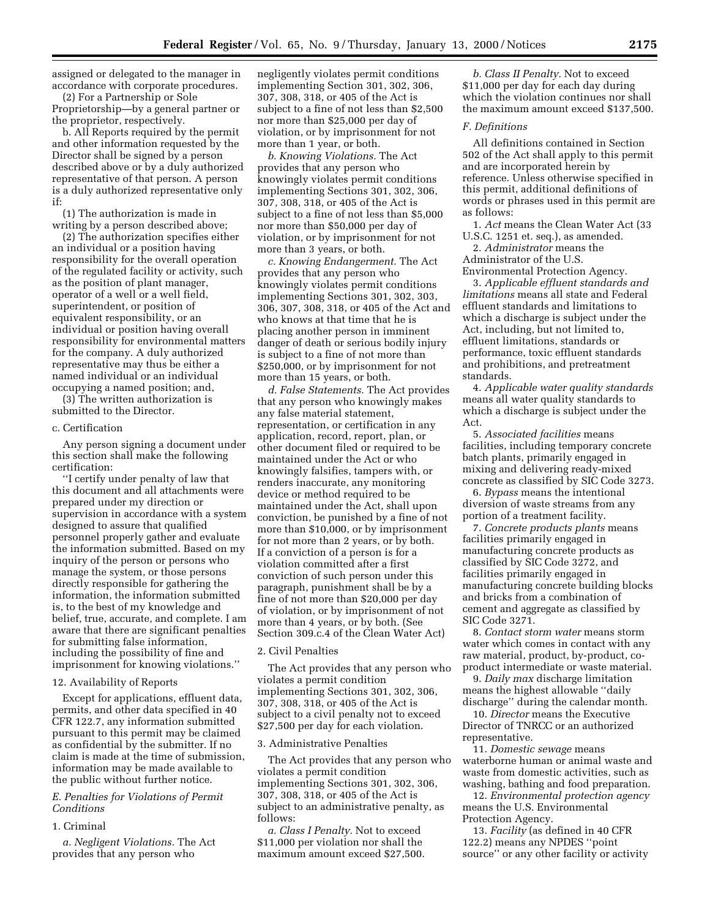assigned or delegated to the manager in accordance with corporate procedures.

(2) For a Partnership or Sole Proprietorship—by a general partner or the proprietor, respectively.

b. All Reports required by the permit and other information requested by the Director shall be signed by a person described above or by a duly authorized representative of that person. A person is a duly authorized representative only if:

(1) The authorization is made in writing by a person described above;

(2) The authorization specifies either an individual or a position having responsibility for the overall operation of the regulated facility or activity, such as the position of plant manager, operator of a well or a well field, superintendent, or position of equivalent responsibility, or an individual or position having overall responsibility for environmental matters for the company. A duly authorized representative may thus be either a named individual or an individual occupying a named position; and,

(3) The written authorization is submitted to the Director.

c. Certification

Any person signing a document under this section shall make the following certification:

''I certify under penalty of law that this document and all attachments were prepared under my direction or supervision in accordance with a system designed to assure that qualified personnel properly gather and evaluate the information submitted. Based on my inquiry of the person or persons who manage the system, or those persons directly responsible for gathering the information, the information submitted is, to the best of my knowledge and belief, true, accurate, and complete. I am aware that there are significant penalties for submitting false information, including the possibility of fine and imprisonment for knowing violations.''

12. Availability of Reports

Except for applications, effluent data, permits, and other data specified in 40 CFR 122.7, any information submitted pursuant to this permit may be claimed as confidential by the submitter. If no claim is made at the time of submission, information may be made available to the public without further notice.

*E. Penalties for Violations of Permit Conditions*

1. Criminal

*a. Negligent Violations.* The Act provides that any person who negligently violates permit conditions implementing Section 301, 302, 306, 307, 308, 318, or 405 of the Act is subject to a fine of not less than $2,500 nor more than $25,000 per day of violation, or by imprisonment for not more than 1 year, or both.

*b. Knowing Violations.* The Act provides that any person who knowingly violates permit conditions implementing Sections 301, 302, 306, 307, 308, 318, or 405 of the Act is subject to a fine of not less than $5,000 nor more than $50,000 per day of violation, or by imprisonment for not more than 3 years, or both.

*c. Knowing Endangerment.* The Act provides that any person who knowingly violates permit conditions implementing Sections 301, 302, 303, 306, 307, 308, 318, or 405 of the Act and who knows at that time that he is placing another person in imminent danger of death or serious bodily injury is subject to a fine of not more than $250,000, or by imprisonment for not more than 15 years, or both.

*d. False Statements.* The Act provides that any person who knowingly makes any false material statement, representation, or certification in any application, record, report, plan, or other document filed or required to be maintained under the Act or who knowingly falsifies, tampers with, or renders inaccurate, any monitoring device or method required to be maintained under the Act, shall upon conviction, be punished by a fine of not more than $10,000, or by imprisonment for not more than 2 years, or by both. If a conviction of a person is for a violation committed after a first conviction of such person under this paragraph, punishment shall be by a fine of not more than $20,000 per day of violation, or by imprisonment of not more than 4 years, or by both. (See Section 309.c.4 of the Clean Water Act)

2. Civil Penalties

The Act provides that any person who violates a permit condition implementing Sections 301, 302, 306, 307, 308, 318, or 405 of the Act is subject to a civil penalty not to exceed $27,500 per day for each violation.

3. Administrative Penalties

The Act provides that any person who violates a permit condition implementing Sections 301, 302, 306, 307, 308, 318, or 405 of the Act is subject to an administrative penalty, as follows:

*a. Class I Penalty.* Not to exceed $11,000 per violation nor shall the maximum amount exceed $27,500.

*b. Class II Penalty.* Not to exceed $11,000 per day for each day during which the violation continues nor shall the maximum amount exceed $137,500.

*F. Definitions*

All definitions contained in Section 502 of the Act shall apply to this permit and are incorporated herein by reference. Unless otherwise specified in this permit, additional definitions of words or phrases used in this permit are as follows:

1. *Act* means the Clean Water Act (33 U.S.C. 1251 et. seq.), as amended.

2. *Administrator* means the Administrator of the U.S. Environmental Protection Agency.

3. *Applicable effluent standards and limitations* means all state and Federal effluent standards and limitations to which a discharge is subject under the Act, including, but not limited to, effluent limitations, standards or performance, toxic effluent standards and prohibitions, and pretreatment standards.

4. *Applicable water quality standards* means all water quality standards to which a discharge is subject under the Act.

5. *Associated facilities* means facilities, including temporary concrete batch plants, primarily engaged in mixing and delivering ready-mixed concrete as classified by SIC Code 3273.

6. *Bypass* means the intentional diversion of waste streams from any portion of a treatment facility.

7. *Concrete products plants* means facilities primarily engaged in manufacturing concrete products as classified by SIC Code 3272, and facilities primarily engaged in manufacturing concrete building blocks and bricks from a combination of cement and aggregate as classified by SIC Code 3271.

8. *Contact storm water* means storm water which comes in contact with any raw material, product, by-product, co-product intermediate or waste material.

9. *Daily max* discharge limitation means the highest allowable ''daily discharge'' during the calendar month.

10. *Director* means the Executive Director of TNRCC or an authorized representative.

11. *Domestic sewage* means waterborne human or animal waste and waste from domestic activities, such as washing, bathing and food preparation.

12. *Environmental protection agency* means the U.S. Environmental Protection Agency.

13. *Facility* (as defined in 40 CFR 122.2) means any NPDES ''point source'' or any other facility or activity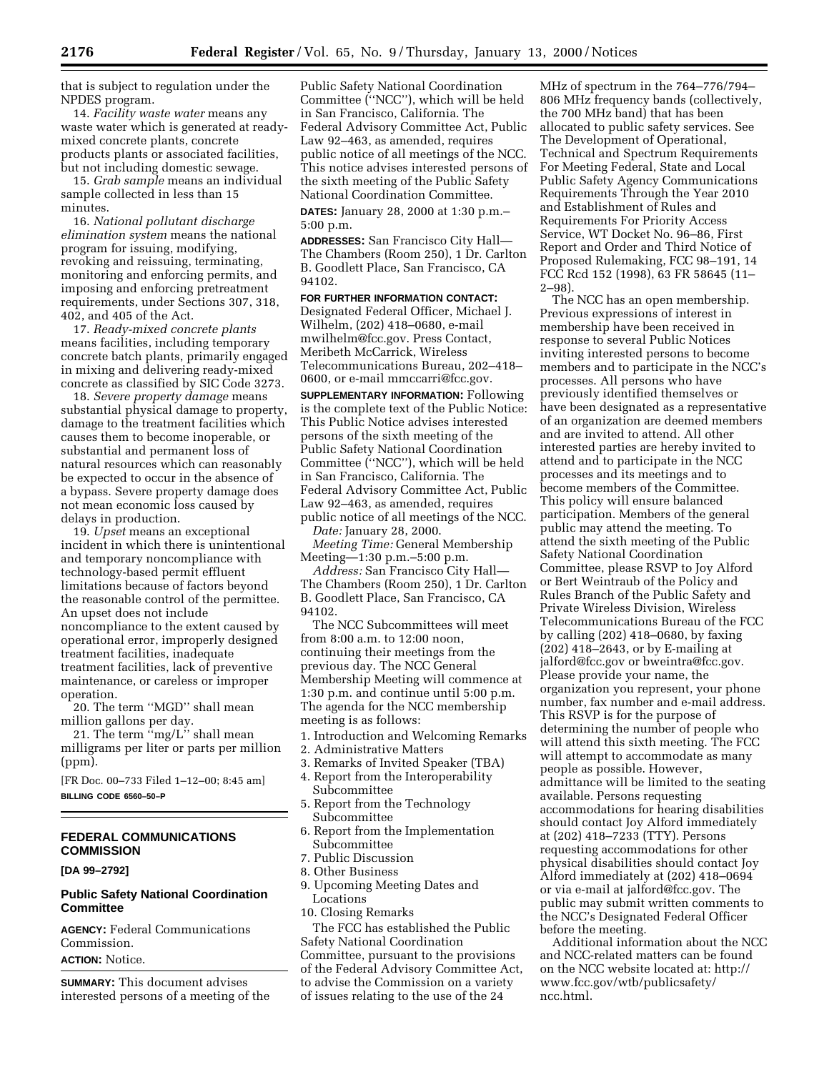that is subject to regulation under the NPDES program.

14. *Facility waste water* means any waste water which is generated at ready-mixed concrete plants, concrete products plants or associated facilities, but not including domestic sewage.

15. *Grab sample* means an individual sample collected in less than 15 minutes.

16. *National pollutant discharge elimination system* means the national program for issuing, modifying, revoking and reissuing, terminating, monitoring and enforcing permits, and imposing and enforcing pretreatment requirements, under Sections 307, 318, 402, and 405 of the Act.

17. *Ready-mixed concrete plants* means facilities, including temporary concrete batch plants, primarily engaged in mixing and delivering ready-mixed concrete as classified by SIC Code 3273.

18. *Severe property damage* means substantial physical damage to property, damage to the treatment facilities which causes them to become inoperable, or substantial and permanent loss of natural resources which can reasonably be expected to occur in the absence of a bypass. Severe property damage does not mean economic loss caused by delays in production.

19. *Upset* means an exceptional incident in which there is unintentional and temporary noncompliance with technology-based permit effluent limitations because of factors beyond the reasonable control of the permittee. An upset does not include noncompliance to the extent caused by operational error, improperly designed treatment facilities, inadequate treatment facilities, lack of preventive maintenance, or careless or improper operation.

20. The term ''MGD'' shall mean million gallons per day.

21. The term ''mg/L'' shall mean milligrams per liter or parts per million (ppm).

[FR Doc. 00–733 Filed 1–12–00; 8:45 am]

**BILLING CODE 6560–50–P**

## FEDERAL COMMUNICATIONS COMMISSION

**[DA 99–2792]**

### Public Safety National Coordination Committee

**AGENCY:** Federal Communications Commission.

**ACTION:** Notice.

**SUMMARY:** This document advises interested persons of a meeting of the Public Safety National Coordination Committee (''NCC''), which will be held in San Francisco, California. The Federal Advisory Committee Act, Public Law 92–463, as amended, requires public notice of all meetings of the NCC. This notice advises interested persons of the sixth meeting of the Public Safety National Coordination Committee.

**DATES:** January 28, 2000 at 1:30 p.m.–5:00 p.m.

**ADDRESSES:** San Francisco City Hall—The Chambers (Room 250), 1 Dr. Carlton B. Goodlett Place, San Francisco, CA 94102.

**FOR FURTHER INFORMATION CONTACT:** Designated Federal Officer, Michael J. Wilhelm, (202) 418–0680, e-mail mwilhelm@fcc.gov. Press Contact, Meribeth McCarrick, Wireless Telecommunications Bureau, 202–418–0600, or e-mail mmccarri@fcc.gov.

**SUPPLEMENTARY INFORMATION:** Following is the complete text of the Public Notice: This Public Notice advises interested persons of the sixth meeting of the Public Safety National Coordination Committee (''NCC''), which will be held in San Francisco, California. The Federal Advisory Committee Act, Public Law 92–463, as amended, requires public notice of all meetings of the NCC.

*Date:* January 28, 2000.

*Meeting Time:* General Membership Meeting—1:30 p.m.–5:00 p.m.

*Address:* San Francisco City Hall—The Chambers (Room 250), 1 Dr. Carlton B. Goodlett Place, San Francisco, CA 94102.

The NCC Subcommittees will meet from 8:00 a.m. to 12:00 noon, continuing their meetings from the previous day. The NCC General Membership Meeting will commence at 1:30 p.m. and continue until 5:00 p.m. The agenda for the NCC membership meeting is as follows:

1. Introduction and Welcoming Remarks
2. Administrative Matters
3. Remarks of Invited Speaker (TBA)
4. Report from the Interoperability Subcommittee
5. Report from the Technology Subcommittee
6. Report from the Implementation Subcommittee
7. Public Discussion
8. Other Business
9. Upcoming Meeting Dates and Locations
10. Closing Remarks

The FCC has established the Public Safety National Coordination Committee, pursuant to the provisions of the Federal Advisory Committee Act, to advise the Commission on a variety of issues relating to the use of the 24 MHz of spectrum in the 764–776/794–806 MHz frequency bands (collectively, the 700 MHz band) that has been allocated to public safety services. See The Development of Operational, Technical and Spectrum Requirements For Meeting Federal, State and Local Public Safety Agency Communications Requirements Through the Year 2010 and Establishment of Rules and Requirements For Priority Access Service, WT Docket No. 96–86, First Report and Order and Third Notice of Proposed Rulemaking, FCC 98–191, 14 FCC Rcd 152 (1998), 63 FR 58645 (11–2–98).

The NCC has an open membership. Previous expressions of interest in membership have been received in response to several Public Notices inviting interested persons to become members and to participate in the NCC's processes. All persons who have previously identified themselves or have been designated as a representative of an organization are deemed members and are invited to attend. All other interested parties are hereby invited to attend and to participate in the NCC processes and its meetings and to become members of the Committee. This policy will ensure balanced participation. Members of the general public may attend the meeting. To attend the sixth meeting of the Public Safety National Coordination Committee, please RSVP to Joy Alford or Bert Weintraub of the Policy and Rules Branch of the Public Safety and Private Wireless Division, Wireless Telecommunications Bureau of the FCC by calling (202) 418–0680, by faxing (202) 418–2643, or by E-mailing at jalford@fcc.gov or bweintra@fcc.gov. Please provide your name, the organization you represent, your phone number, fax number and e-mail address. This RSVP is for the purpose of determining the number of people who will attend this sixth meeting. The FCC will attempt to accommodate as many people as possible. However, admittance will be limited to the seating available. Persons requesting accommodations for hearing disabilities should contact Joy Alford immediately at (202) 418–7233 (TTY). Persons requesting accommodations for other physical disabilities should contact Joy Alford immediately at (202) 418–0694 or via e-mail at jalford@fcc.gov. The public may submit written comments to the NCC's Designated Federal Officer before the meeting.

Additional information about the NCC and NCC-related matters can be found on the NCC website located at: http://www.fcc.gov/wtb/publicsafety/ncc.html.